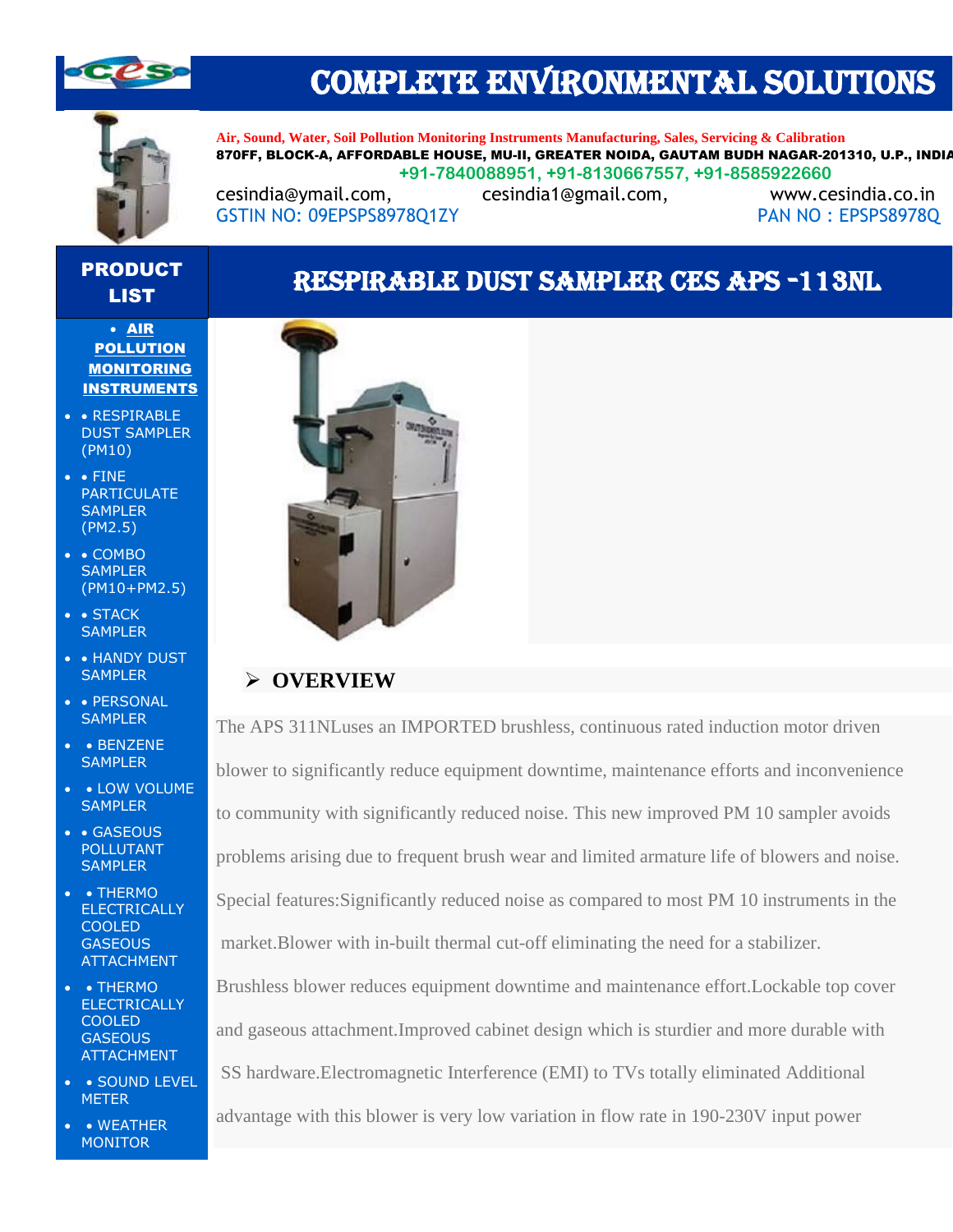# COMPLETE ENVIRONMENTAL SOLUTIONS

**Air, Sound, Water, Soil Pollution Monitoring Instruments Manufacturing, Sales, Servicing & Calibration**

**870FF, BLOCK-A, AFFORDABLE HOUSE, MU-II, GREATER NOIDA, GAUTAM BUDH NAGAR-201310, U.P., INDIA**

**+91-7840088951, +91-8130667557, +91-8585922660**

cesindia@ymail.com, cesindia1@gmail.com, www.cesindia.co.in

GSTIN NO: 09EPSPS8978Q1ZY PAN NO : EPSPS8978Q

## PRODUCT LIST

- **AIR POLLUTION MONITORING INSTRUMENTS**
- • RESPIRABLE DUST SAMPLER (PM10)
- • FINE PARTICULATE SAMPLER (PM2.5)
- • COMBO SAMPLER (PM10+PM2.5)
- • STACK SAMPLER
- • HANDY DUST SAMPLER
- • PERSONAL SAMPLER
- • BENZENE SAMPLER
- • LOW VOLUME SAMPLER
- • GASEOUS POLLUTANT SAMPLER
- • THERMO ELECTRICALLY COOLED GASEOUS ATTACHMENT
- • THERMO ELECTRICALLY COOLED GASEOUS ATTACHMENT
- • SOUND LEVEL METER
- • WEATHER MONITOR

## RESPIRABLE DUST SAMPLER CES APS -113NL

### OVERVIEW

The APS 311NLuses an IMPORTED brushless, continuous rated induction motor driven blower to significantly reduce equipment downtime, maintenance efforts and inconvenience to community with significantly reduced noise. This new improved PM 10 sampler avoids problems arising due to frequent brush wear and limited armature life of blowers and noise. Special features:Significantly reduced noise as compared to most PM 10 instruments in the market.Blower with in-built thermal cut-off eliminating the need for a stabilizer. Brushless blower reduces equipment downtime and maintenance effort.Lockable top cover and gaseous attachment.Improved cabinet design which is sturdier and more durable with SS hardware.Electromagnetic Interference (EMI) to TVs totally eliminated Additional advantage with this blower is very low variation in flow rate in 190-230V input power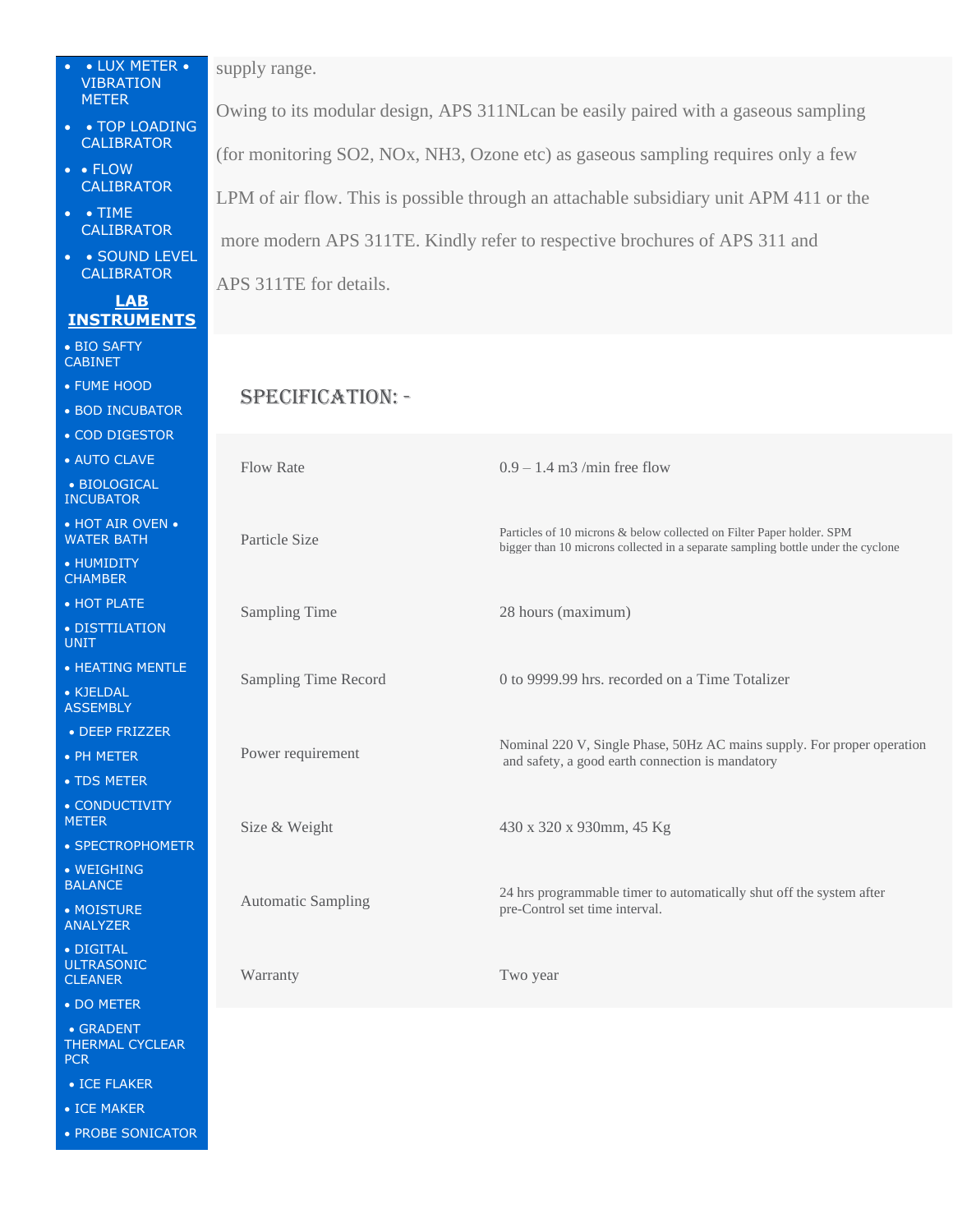- • LUX METER • VIBRATION METER
- • TOP LOADING CALIBRATOR
- • FLOW CALIBRATOR
- • TIME CALIBRATOR
- • SOUND LEVEL CALIBRATOR

**LAB INSTRUMENTS**

- BIO SAFTY CABINET
- FUME HOOD
- BOD INCUBATOR
- COD DIGESTOR
- AUTO CLAVE
- BIOLOGICAL INCUBATOR
- HOT AIR OVEN • WATER BATH
- HUMIDITY CHAMBER
- HOT PLATE
- DISTTILATION UNIT
- HEATING MENTLE
- KJELDAL ASSEMBLY
- DEEP FRIZZER
- PH METER
- TDS METER
- CONDUCTIVITY METER
- SPECTROPHOMETR
- WEIGHING BALANCE
- MOISTURE ANALYZER
- DIGITAL ULTRASONIC CLEANER
- DO METER
- GRADENT THERMAL CYCLEAR PCR
- ICE FLAKER
- ICE MAKER
- PROBE SONICATOR

supply range.

Owing to its modular design, APS 311NLcan be easily paired with a gaseous sampling (for monitoring $SO_2$, NOx, $NH_3$, Ozone etc) as gaseous sampling requires only a few LPM of air flow. This is possible through an attachable subsidiary unit APM 411 or the more modern APS 311TE. Kindly refer to respective brochures of APS 311 and APS 311TE for details.

## SPECIFICATION: -

| | |
|---|---|
| Flow Rate | 0.9 – 1.4 m3 /min free flow |
| Particle Size | Particles of 10 microns & below collected on Filter Paper holder. SPM bigger than 10 microns collected in a separate sampling bottle under the cyclone |
| Sampling Time | 28 hours (maximum) |
| Sampling Time Record | 0 to 9999.99 hrs. recorded on a Time Totalizer |
| Power requirement | Nominal 220 V, Single Phase, 50Hz AC mains supply. For proper operation and safety, a good earth connection is mandatory |
| Size & Weight | 430 x 320 x 930mm, 45 Kg |
| Automatic Sampling | 24 hrs programmable timer to automatically shut off the system after pre-Control set time interval. |
| Warranty | Two year |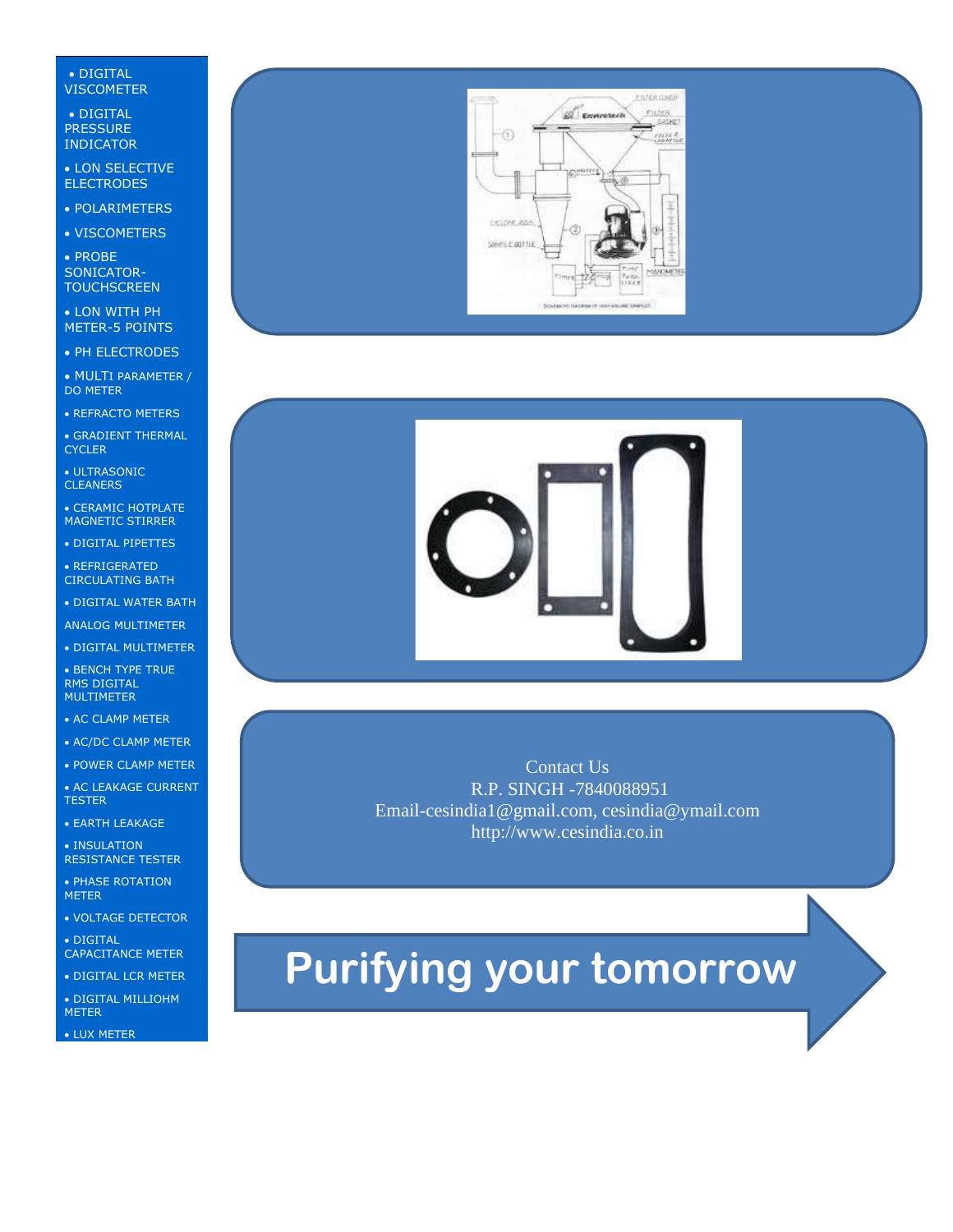- DIGITAL VISCOMETER
- DIGITAL PRESSURE INDICATOR
- LON SELECTIVE ELECTRODES
- POLARIMETERS
- VISCOMETERS
- PROBE SONICATOR-TOUCHSCREEN
- LON WITH PH METER-5 POINTS
- PH ELECTRODES
- MULTI PARAMETER / DO METER
- REFRACTO METERS
- GRADIENT THERMAL CYCLER
- ULTRASONIC CLEANERS
- CERAMIC HOTPLATE MAGNETIC STIRRER
- DIGITAL PIPETTES
- REFRIGERATED CIRCULATING BATH
- DIGITAL WATER BATH

ANALOG MULTIMETER

- DIGITAL MULTIMETER
- BENCH TYPE TRUE RMS DIGITAL MULTIMETER
- AC CLAMP METER
- AC/DC CLAMP METER
- POWER CLAMP METER
- AC LEAKAGE CURRENT TESTER
- EARTH LEAKAGE
- INSULATION RESISTANCE TESTER
- PHASE ROTATION METER
- VOLTAGE DETECTOR
- DIGITAL CAPACITANCE METER
- DIGITAL LCR METER
- DIGITAL MILLIOHM METER
- LUX METER

Contact Us
R.P. SINGH -7840088951
Email-cesindia1@gmail.com, cesindia@ymail.com
http://www.cesindia.co.in

# Purifying your tomorrow